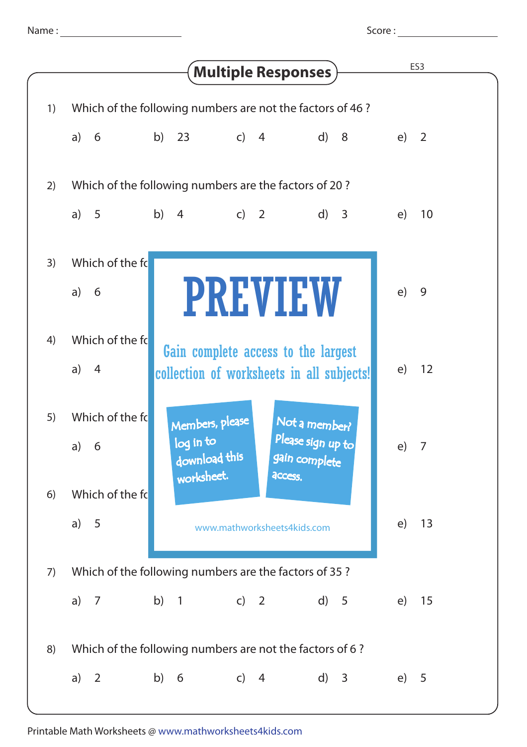Name : ______________________ Score : ______________________

# Multiple Responses

ES3

1) Which of the following numbers are not the factors of 46 ?

a) 6 b) 23 c) 4 d) 8 e) 2

2) Which of the following numbers are the factors of 20 ?

a) 5 b) 4 c) 2 d) 3 e) 10

3) Which of the fo

a) 6 e) 9

4) Which of the fo

a) 4 e) 12

5) Which of the fo

a) 6 e) 7

6) Which of the fo

a) 5 e) 13

PREVIEW

Gain complete access to the largest collection of worksheets in all subjects!

Members, please log in to download this worksheet.

Not a member? Please sign up to gain complete access.

www.mathworksheets4kids.com

7) Which of the following numbers are the factors of 35 ?

a) 7 b) 1 c) 2 d) 5 e) 15

8) Which of the following numbers are not the factors of 6 ?

a) 2 b) 6 c) 4 d) 3 e) 5

Printable Math Worksheets @ www.mathworksheets4kids.com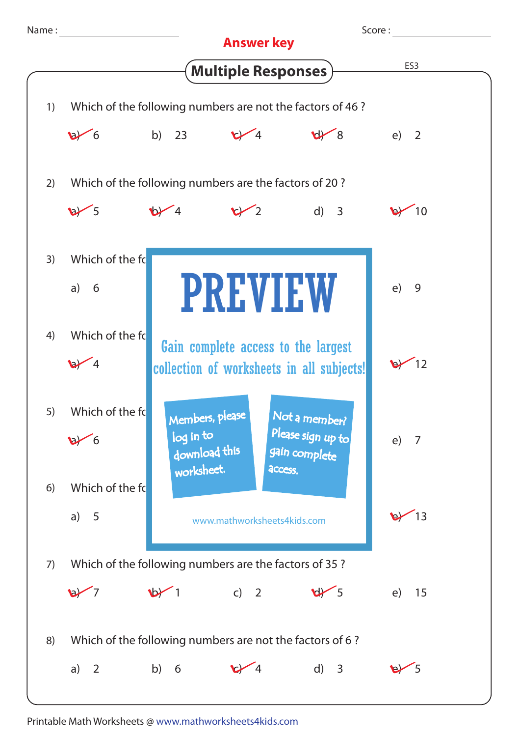Name : ____________________ Score : ____________________

**Answer key**

## Multiple Responses

ES3

1) Which of the following numbers are not the factors of 46 ?

a) 6 ✓　　b) 23　　c) 4 ✓　　d) 8 ✓　　e) 2

2) Which of the following numbers are the factors of 20 ?

a) 5 ✓　　b) 4 ✓　　c) 2 ✓　　d) 3　　e) 10 ✓

3) Which of the fo

a) 6　　e) 9

4) Which of the fo

a) 4 ✓　　e) 12 ✓

5) Which of the fo

a) 6 ✓　　e) 7

6) Which of the fo

a) 5　　e) 13 ✓

**PREVIEW**

Gain complete access to the largest collection of worksheets in all subjects!

Members, please log in to download this worksheet.

Not a member? Please sign up to gain complete access.

www.mathworksheets4kids.com

7) Which of the following numbers are the factors of 35 ?

a) 7 ✓　　b) 1 ✓　　c) 2　　d) 5 ✓　　e) 15

8) Which of the following numbers are not the factors of 6 ?

a) 2　　b) 6　　c) 4 ✓　　d) 3　　e) 5 ✓

Printable Math Worksheets @ www.mathworksheets4kids.com